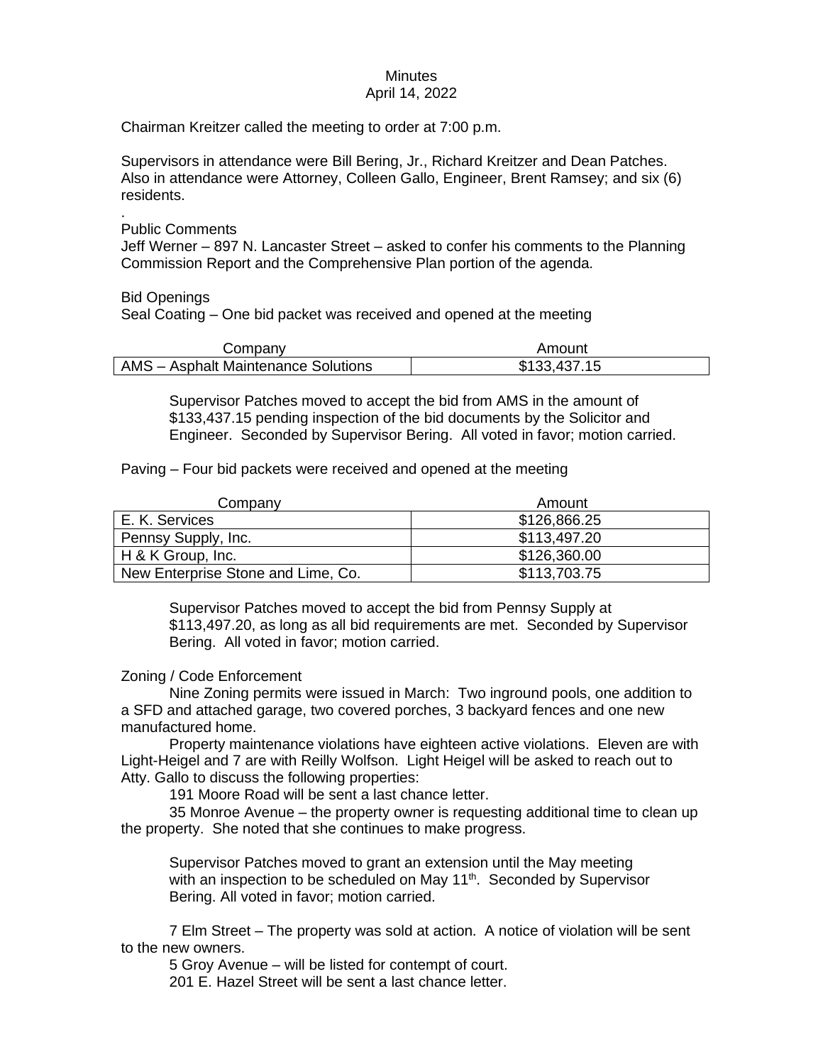# Minutes
April 14, 2022

Chairman Kreitzer called the meeting to order at 7:00 p.m.

Supervisors in attendance were Bill Bering, Jr., Richard Kreitzer and Dean Patches. Also in attendance were Attorney, Colleen Gallo, Engineer, Brent Ramsey; and six (6) residents.

.

Public Comments

Jeff Werner – 897 N. Lancaster Street – asked to confer his comments to the Planning Commission Report and the Comprehensive Plan portion of the agenda.

Bid Openings

Seal Coating – One bid packet was received and opened at the meeting

| Company | Amount |
|---|---|
| AMS – Asphalt Maintenance Solutions | $133,437.15 |

> Supervisor Patches moved to accept the bid from AMS in the amount of $133,437.15 pending inspection of the bid documents by the Solicitor and Engineer. Seconded by Supervisor Bering. All voted in favor; motion carried.

Paving – Four bid packets were received and opened at the meeting

| Company | Amount |
|---|---|
| E. K. Services | $126,866.25 |
| Pennsy Supply, Inc. | $113,497.20 |
| H & K Group, Inc. | $126,360.00 |
| New Enterprise Stone and Lime, Co. | $113,703.75 |

> Supervisor Patches moved to accept the bid from Pennsy Supply at $113,497.20, as long as all bid requirements are met. Seconded by Supervisor Bering. All voted in favor; motion carried.

Zoning / Code Enforcement

Nine Zoning permits were issued in March: Two inground pools, one addition to a SFD and attached garage, two covered porches, 3 backyard fences and one new manufactured home.

Property maintenance violations have eighteen active violations. Eleven are with Light-Heigel and 7 are with Reilly Wolfson. Light Heigel will be asked to reach out to Atty. Gallo to discuss the following properties:

191 Moore Road will be sent a last chance letter.

35 Monroe Avenue – the property owner is requesting additional time to clean up the property. She noted that she continues to make progress.

> Supervisor Patches moved to grant an extension until the May meeting with an inspection to be scheduled on May 11th. Seconded by Supervisor Bering. All voted in favor; motion carried.

7 Elm Street – The property was sold at action. A notice of violation will be sent to the new owners.

5 Groy Avenue – will be listed for contempt of court.

201 E. Hazel Street will be sent a last chance letter.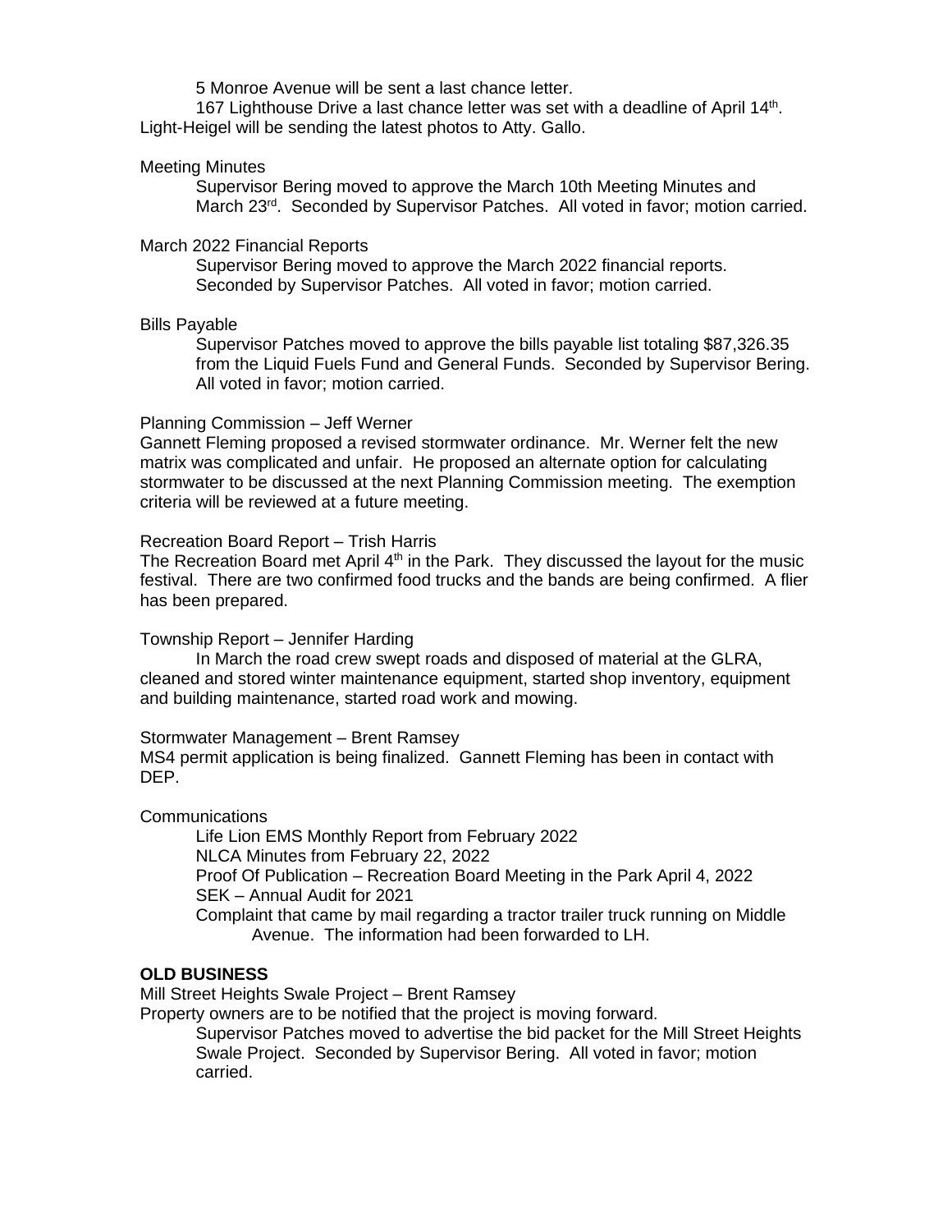5 Monroe Avenue will be sent a last chance letter.

167 Lighthouse Drive a last chance letter was set with a deadline of April 14th. Light-Heigel will be sending the latest photos to Atty. Gallo.

Meeting Minutes

Supervisor Bering moved to approve the March 10th Meeting Minutes and March 23rd. Seconded by Supervisor Patches. All voted in favor; motion carried.

March 2022 Financial Reports

Supervisor Bering moved to approve the March 2022 financial reports. Seconded by Supervisor Patches. All voted in favor; motion carried.

Bills Payable

Supervisor Patches moved to approve the bills payable list totaling $87,326.35 from the Liquid Fuels Fund and General Funds. Seconded by Supervisor Bering. All voted in favor; motion carried.

Planning Commission – Jeff Werner

Gannett Fleming proposed a revised stormwater ordinance. Mr. Werner felt the new matrix was complicated and unfair. He proposed an alternate option for calculating stormwater to be discussed at the next Planning Commission meeting. The exemption criteria will be reviewed at a future meeting.

Recreation Board Report – Trish Harris

The Recreation Board met April 4th in the Park. They discussed the layout for the music festival. There are two confirmed food trucks and the bands are being confirmed. A flier has been prepared.

Township Report – Jennifer Harding

In March the road crew swept roads and disposed of material at the GLRA, cleaned and stored winter maintenance equipment, started shop inventory, equipment and building maintenance, started road work and mowing.

Stormwater Management – Brent Ramsey

MS4 permit application is being finalized. Gannett Fleming has been in contact with DEP.

Communications

Life Lion EMS Monthly Report from February 2022
NLCA Minutes from February 22, 2022
Proof Of Publication – Recreation Board Meeting in the Park April 4, 2022
SEK – Annual Audit for 2021
Complaint that came by mail regarding a tractor trailer truck running on Middle Avenue. The information had been forwarded to LH.

**OLD BUSINESS**

Mill Street Heights Swale Project – Brent Ramsey

Property owners are to be notified that the project is moving forward.

Supervisor Patches moved to advertise the bid packet for the Mill Street Heights Swale Project. Seconded by Supervisor Bering. All voted in favor; motion carried.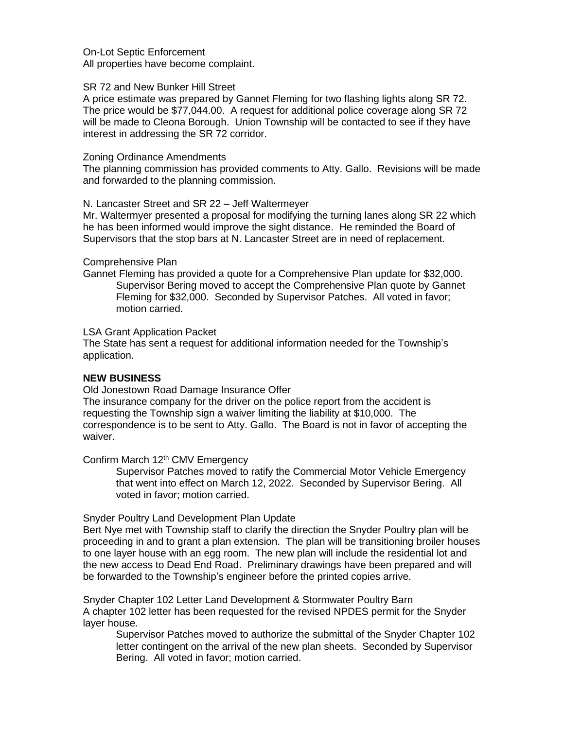On-Lot Septic Enforcement
All properties have become complaint.

SR 72 and New Bunker Hill Street
A price estimate was prepared by Gannet Fleming for two flashing lights along SR 72. The price would be $77,044.00. A request for additional police coverage along SR 72 will be made to Cleona Borough. Union Township will be contacted to see if they have interest in addressing the SR 72 corridor.

Zoning Ordinance Amendments
The planning commission has provided comments to Atty. Gallo. Revisions will be made and forwarded to the planning commission.

N. Lancaster Street and SR 22 – Jeff Waltermeyer
Mr. Waltermyer presented a proposal for modifying the turning lanes along SR 22 which he has been informed would improve the sight distance. He reminded the Board of Supervisors that the stop bars at N. Lancaster Street are in need of replacement.

Comprehensive Plan
Gannet Fleming has provided a quote for a Comprehensive Plan update for $32,000.

> Supervisor Bering moved to accept the Comprehensive Plan quote by Gannet Fleming for $32,000. Seconded by Supervisor Patches. All voted in favor; motion carried.

LSA Grant Application Packet
The State has sent a request for additional information needed for the Township's application.

**NEW BUSINESS**

Old Jonestown Road Damage Insurance Offer
The insurance company for the driver on the police report from the accident is requesting the Township sign a waiver limiting the liability at $10,000. The correspondence is to be sent to Atty. Gallo. The Board is not in favor of accepting the waiver.

Confirm March 12th CMV Emergency

> Supervisor Patches moved to ratify the Commercial Motor Vehicle Emergency that went into effect on March 12, 2022. Seconded by Supervisor Bering. All voted in favor; motion carried.

Snyder Poultry Land Development Plan Update
Bert Nye met with Township staff to clarify the direction the Snyder Poultry plan will be proceeding in and to grant a plan extension. The plan will be transitioning broiler houses to one layer house with an egg room. The new plan will include the residential lot and the new access to Dead End Road. Preliminary drawings have been prepared and will be forwarded to the Township's engineer before the printed copies arrive.

Snyder Chapter 102 Letter Land Development & Stormwater Poultry Barn
A chapter 102 letter has been requested for the revised NPDES permit for the Snyder layer house.

> Supervisor Patches moved to authorize the submittal of the Snyder Chapter 102 letter contingent on the arrival of the new plan sheets. Seconded by Supervisor Bering. All voted in favor; motion carried.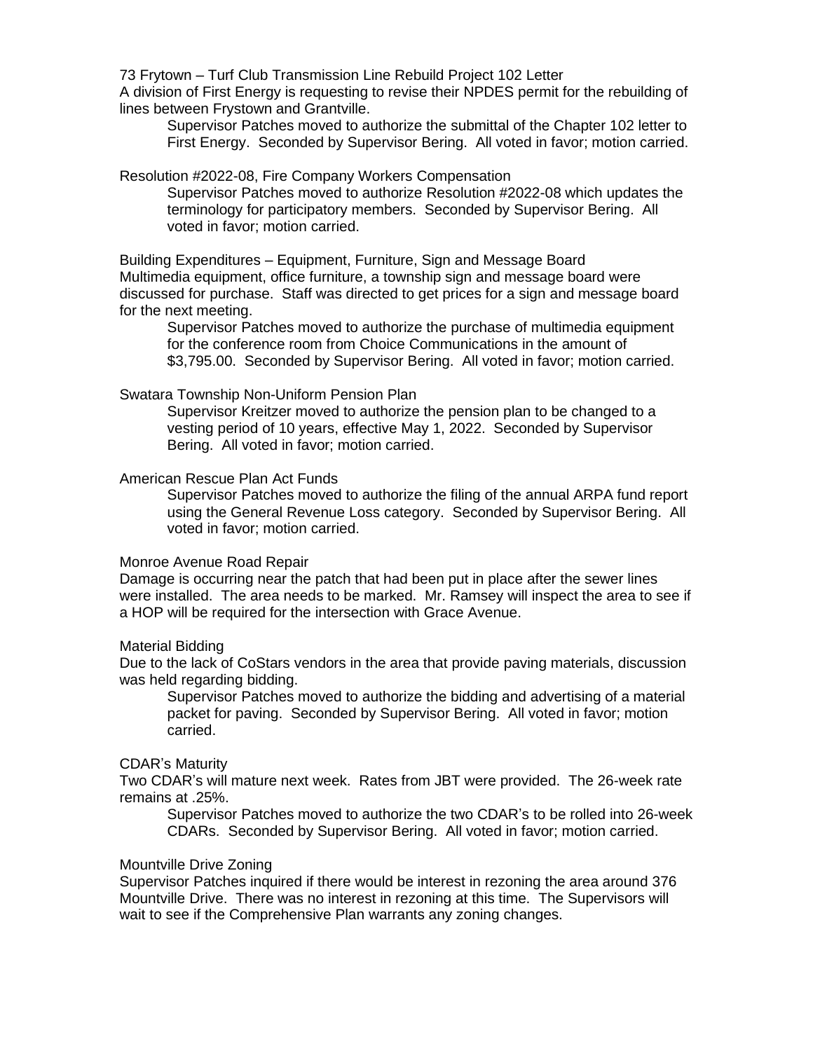73 Frytown – Turf Club Transmission Line Rebuild Project 102 Letter
A division of First Energy is requesting to revise their NPDES permit for the rebuilding of lines between Frystown and Grantville.

> Supervisor Patches moved to authorize the submittal of the Chapter 102 letter to First Energy. Seconded by Supervisor Bering. All voted in favor; motion carried.

Resolution #2022-08, Fire Company Workers Compensation

> Supervisor Patches moved to authorize Resolution #2022-08 which updates the terminology for participatory members. Seconded by Supervisor Bering. All voted in favor; motion carried.

Building Expenditures – Equipment, Furniture, Sign and Message Board
Multimedia equipment, office furniture, a township sign and message board were discussed for purchase. Staff was directed to get prices for a sign and message board for the next meeting.

> Supervisor Patches moved to authorize the purchase of multimedia equipment for the conference room from Choice Communications in the amount of $3,795.00. Seconded by Supervisor Bering. All voted in favor; motion carried.

Swatara Township Non-Uniform Pension Plan

> Supervisor Kreitzer moved to authorize the pension plan to be changed to a vesting period of 10 years, effective May 1, 2022. Seconded by Supervisor Bering. All voted in favor; motion carried.

American Rescue Plan Act Funds

> Supervisor Patches moved to authorize the filing of the annual ARPA fund report using the General Revenue Loss category. Seconded by Supervisor Bering. All voted in favor; motion carried.

Monroe Avenue Road Repair
Damage is occurring near the patch that had been put in place after the sewer lines were installed. The area needs to be marked. Mr. Ramsey will inspect the area to see if a HOP will be required for the intersection with Grace Avenue.

Material Bidding
Due to the lack of CoStars vendors in the area that provide paving materials, discussion was held regarding bidding.

> Supervisor Patches moved to authorize the bidding and advertising of a material packet for paving. Seconded by Supervisor Bering. All voted in favor; motion carried.

CDAR's Maturity
Two CDAR's will mature next week. Rates from JBT were provided. The 26-week rate remains at .25%.

> Supervisor Patches moved to authorize the two CDAR's to be rolled into 26-week CDARs. Seconded by Supervisor Bering. All voted in favor; motion carried.

Mountville Drive Zoning
Supervisor Patches inquired if there would be interest in rezoning the area around 376 Mountville Drive. There was no interest in rezoning at this time. The Supervisors will wait to see if the Comprehensive Plan warrants any zoning changes.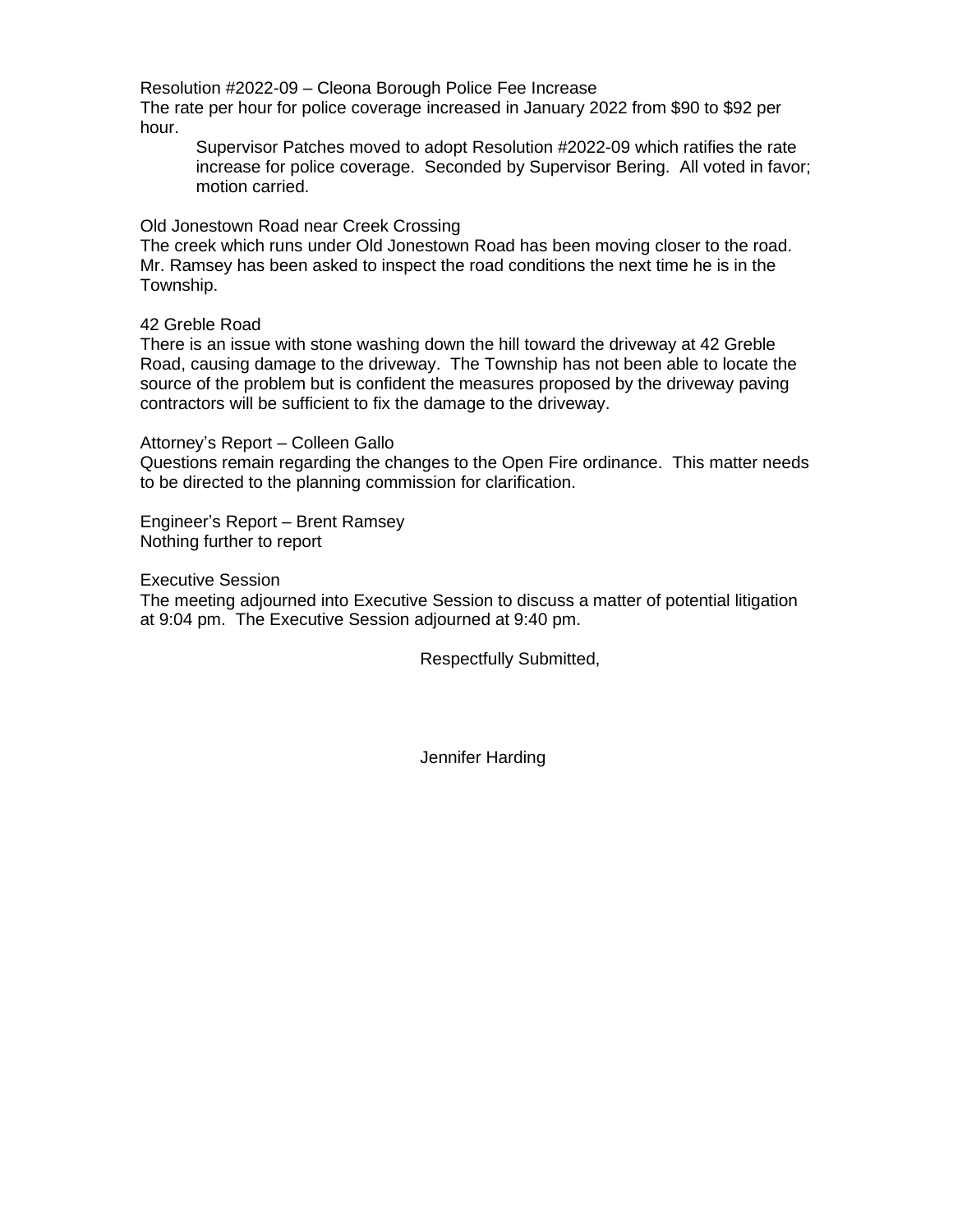Resolution #2022-09 – Cleona Borough Police Fee Increase
The rate per hour for police coverage increased in January 2022 from $90 to $92 per hour.

> Supervisor Patches moved to adopt Resolution #2022-09 which ratifies the rate increase for police coverage. Seconded by Supervisor Bering. All voted in favor; motion carried.

Old Jonestown Road near Creek Crossing
The creek which runs under Old Jonestown Road has been moving closer to the road. Mr. Ramsey has been asked to inspect the road conditions the next time he is in the Township.

42 Greble Road
There is an issue with stone washing down the hill toward the driveway at 42 Greble Road, causing damage to the driveway. The Township has not been able to locate the source of the problem but is confident the measures proposed by the driveway paving contractors will be sufficient to fix the damage to the driveway.

Attorney's Report – Colleen Gallo
Questions remain regarding the changes to the Open Fire ordinance. This matter needs to be directed to the planning commission for clarification.

Engineer's Report – Brent Ramsey
Nothing further to report

Executive Session
The meeting adjourned into Executive Session to discuss a matter of potential litigation at 9:04 pm. The Executive Session adjourned at 9:40 pm.

Respectfully Submitted,

Jennifer Harding